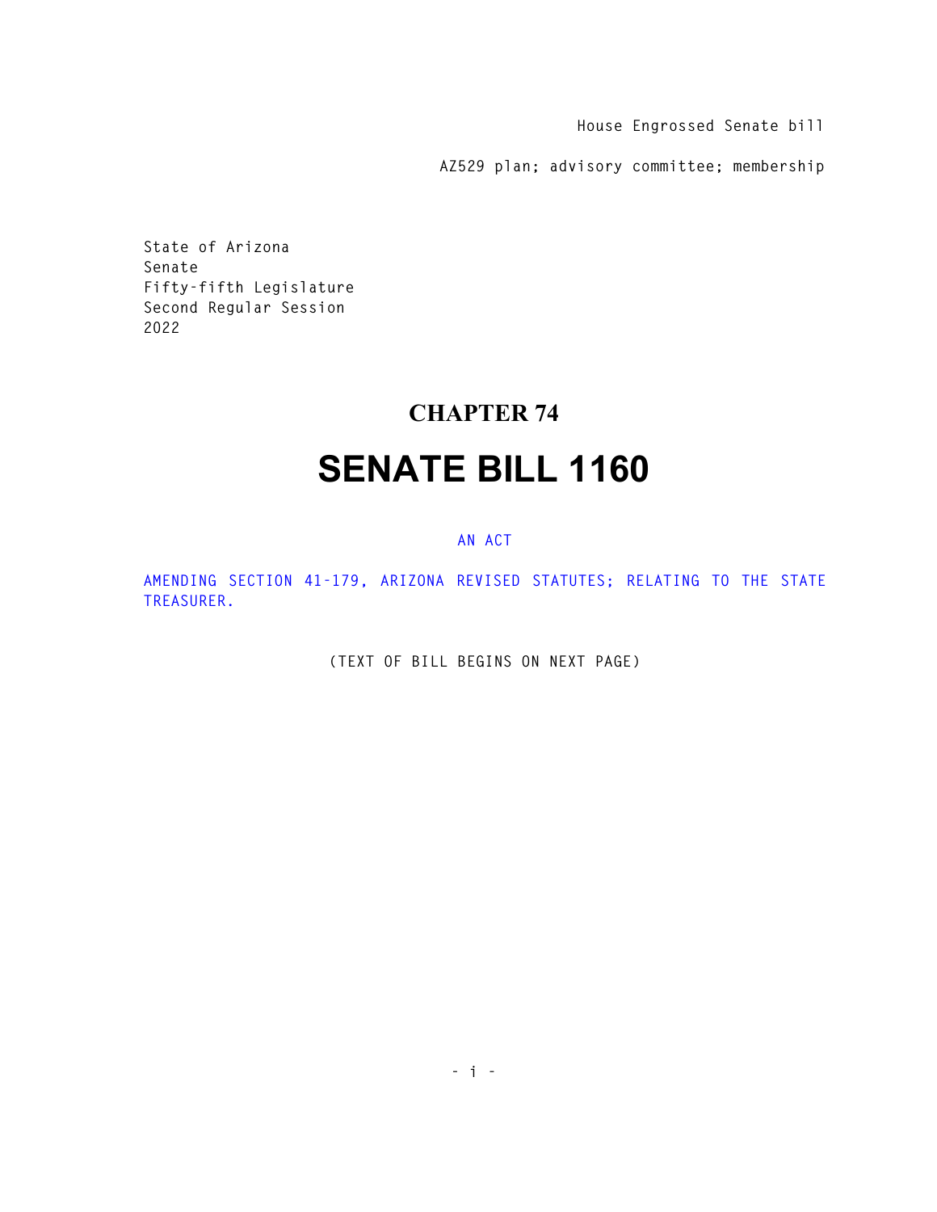House Engrossed Senate bill

AZ529 plan; advisory committee; membership

State of Arizona
Senate
Fifty-fifth Legislature
Second Regular Session
2022

# CHAPTER 74

# SENATE BILL 1160

AN ACT

AMENDING SECTION 41-179, ARIZONA REVISED STATUTES; RELATING TO THE STATE TREASURER.

(TEXT OF BILL BEGINS ON NEXT PAGE)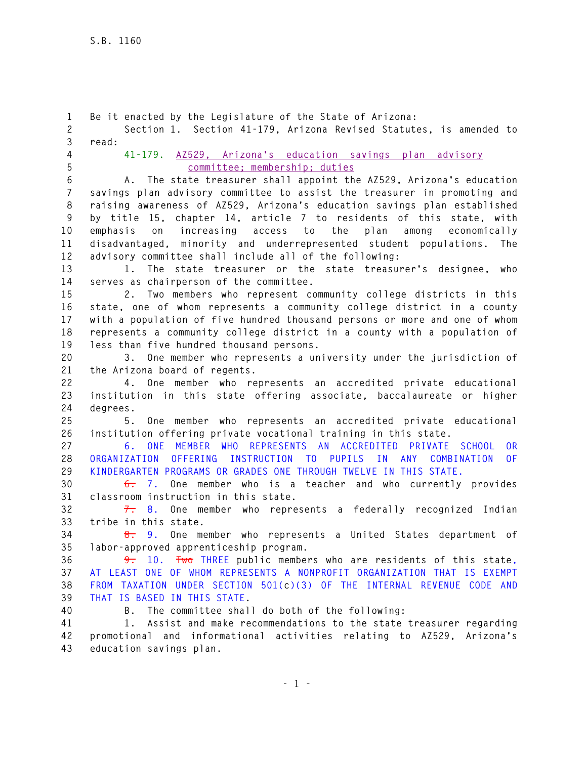Be it enacted by the Legislature of the State of Arizona:

Section 1. Section 41-179, Arizona Revised Statutes, is amended to read:

41-179. AZ529, Arizona's education savings plan advisory committee; membership; duties

A. The state treasurer shall appoint the AZ529, Arizona's education savings plan advisory committee to assist the treasurer in promoting and raising awareness of AZ529, Arizona's education savings plan established by title 15, chapter 14, article 7 to residents of this state, with emphasis on increasing access to the plan among economically disadvantaged, minority and underrepresented student populations. The advisory committee shall include all of the following:

1. The state treasurer or the state treasurer's designee, who serves as chairperson of the committee.

2. Two members who represent community college districts in this state, one of whom represents a community college district in a county with a population of five hundred thousand persons or more and one of whom represents a community college district in a county with a population of less than five hundred thousand persons.

3. One member who represents a university under the jurisdiction of the Arizona board of regents.

4. One member who represents an accredited private educational institution in this state offering associate, baccalaureate or higher degrees.

5. One member who represents an accredited private educational institution offering private vocational training in this state.

6. ONE MEMBER WHO REPRESENTS AN ACCREDITED PRIVATE SCHOOL OR ORGANIZATION OFFERING INSTRUCTION TO PUPILS IN ANY COMBINATION OF KINDERGARTEN PROGRAMS OR GRADES ONE THROUGH TWELVE IN THIS STATE.

~~6.~~ 7. One member who is a teacher and who currently provides classroom instruction in this state.

~~7.~~ 8. One member who represents a federally recognized Indian tribe in this state.

~~8.~~ 9. One member who represents a United States department of labor-approved apprenticeship program.

~~9.~~ 10. ~~Two~~ THREE public members who are residents of this state, AT LEAST ONE OF WHOM REPRESENTS A NONPROFIT ORGANIZATION THAT IS EXEMPT FROM TAXATION UNDER SECTION 501(c)(3) OF THE INTERNAL REVENUE CODE AND THAT IS BASED IN THIS STATE.

B. The committee shall do both of the following:

1. Assist and make recommendations to the state treasurer regarding promotional and informational activities relating to AZ529, Arizona's education savings plan.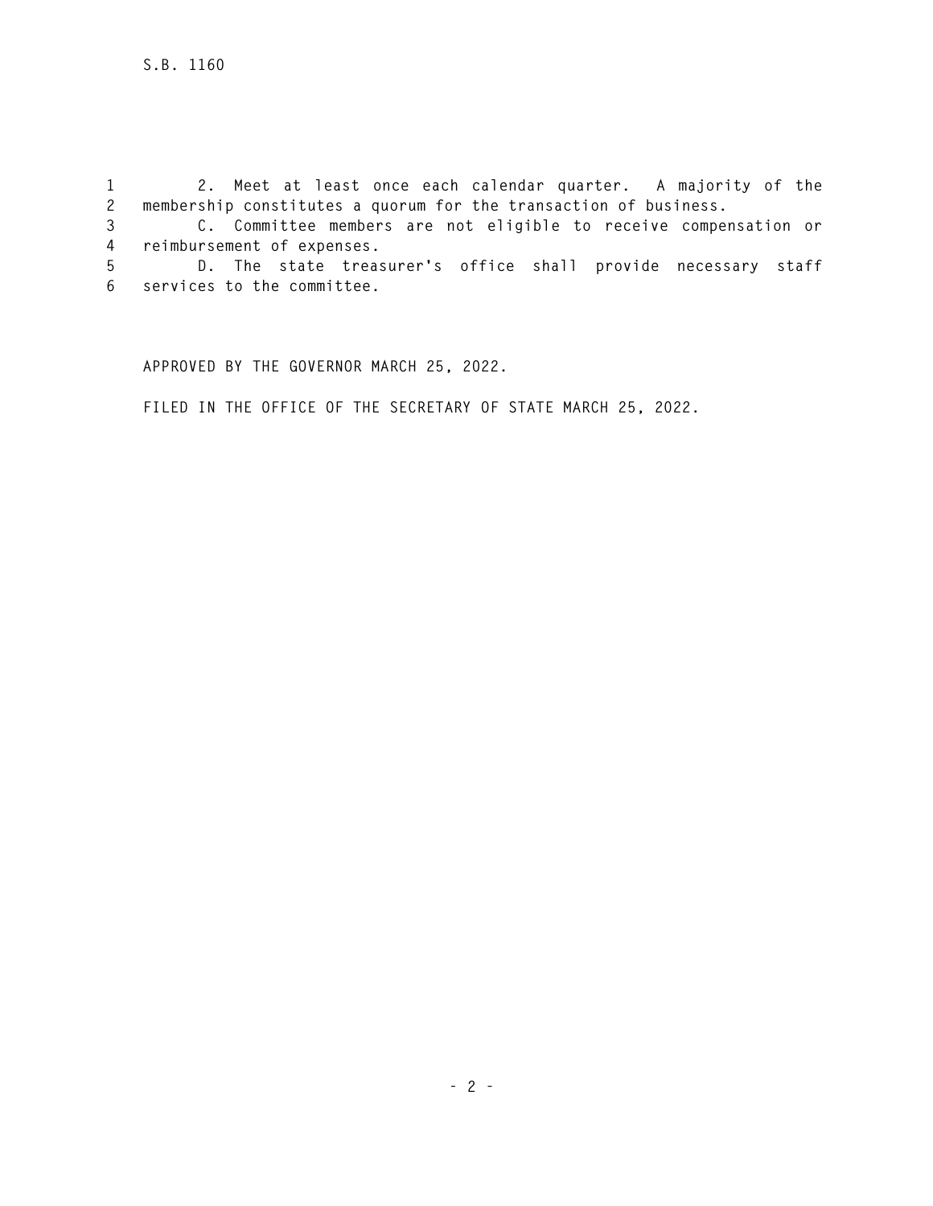2. Meet at least once each calendar quarter. A majority of the membership constitutes a quorum for the transaction of business.

C. Committee members are not eligible to receive compensation or reimbursement of expenses.

D. The state treasurer's office shall provide necessary staff services to the committee.

APPROVED BY THE GOVERNOR MARCH 25, 2022.

FILED IN THE OFFICE OF THE SECRETARY OF STATE MARCH 25, 2022.